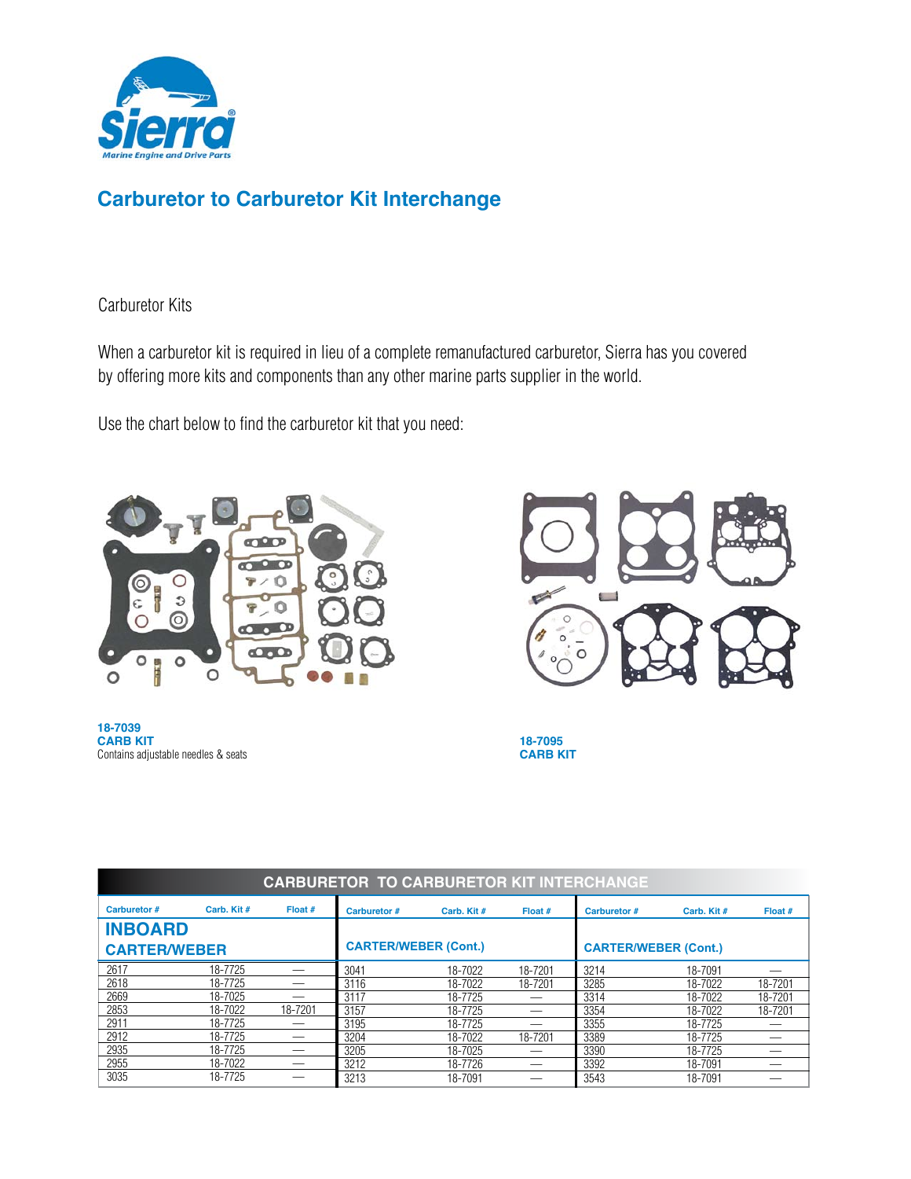# Carburetor to Carburetor Kit Interchange

Carburetor Kits

When a carburetor kit is required in lieu of a complete remanufactured carburetor, Sierra has you covered by offering more kits and components than any other marine parts supplier in the world.

Use the chart below to find the carburetor kit that you need:

**18-7039**
**CARB KIT**
Contains adjustable needles & seats

**18-7095**
**CARB KIT**

## CARBURETOR TO CARBURETOR KIT INTERCHANGE

| Carburetor # | Carb. Kit # | Float # | Carburetor # | Carb. Kit # | Float # | Carburetor # | Carb. Kit # | Float # |
|---|---|---|---|---|---|---|---|---|
| **INBOARD CARTER/WEBER** | | | **CARTER/WEBER (Cont.)** | | | **CARTER/WEBER (Cont.)** | | |
| 2617 | 18-7725 | — | 3041 | 18-7022 | 18-7201 | 3214 | 18-7091 | — |
| 2618 | 18-7725 | — | 3116 | 18-7022 | 18-7201 | 3285 | 18-7022 | 18-7201 |
| 2669 | 18-7025 | — | 3117 | 18-7725 | — | 3314 | 18-7022 | 18-7201 |
| 2853 | 18-7022 | 18-7201 | 3157 | 18-7725 | — | 3354 | 18-7022 | 18-7201 |
| 2911 | 18-7725 | — | 3195 | 18-7725 | — | 3355 | 18-7725 | — |
| 2912 | 18-7725 | — | 3204 | 18-7022 | 18-7201 | 3389 | 18-7725 | — |
| 2935 | 18-7725 | — | 3205 | 18-7025 | — | 3390 | 18-7725 | — |
| 2955 | 18-7022 | — | 3212 | 18-7726 | — | 3392 | 18-7091 | — |
| 3035 | 18-7725 | — | 3213 | 18-7091 | — | 3543 | 18-7091 | — |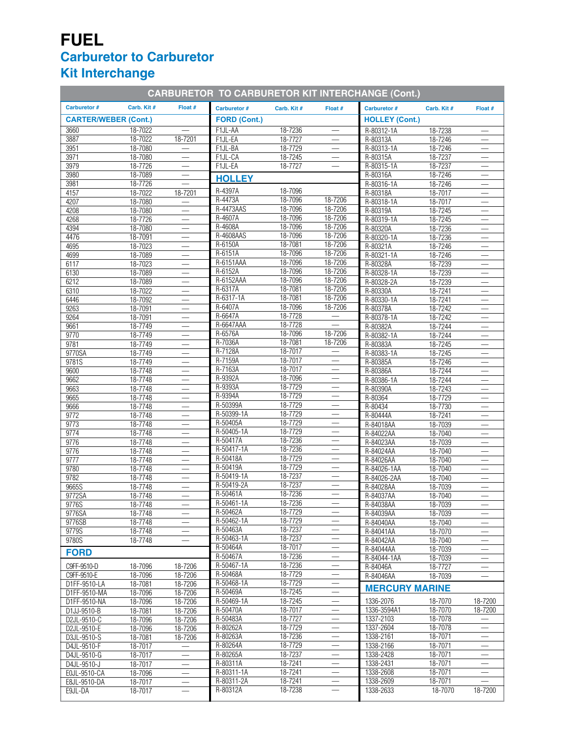# FUEL

## Carburetor to Carburetor Kit Interchange

### CARBURETOR TO CARBURETOR KIT INTERCHANGE (Cont.)

#### CARTER/WEBER (Cont.)

| Carburetor # | Carb. Kit # | Float # |
|---|---|---|
| 3660 | 18-7022 | — |
| 3887 | 18-7022 | 18-7201 |
| 3951 | 18-7080 | — |
| 3971 | 18-7080 | — |
| 3979 | 18-7726 | — |
| 3980 | 18-7089 | — |
| 3981 | 18-7726 | — |
| 4157 | 18-7022 | 18-7201 |
| 4207 | 18-7080 | — |
| 4208 | 18-7080 | — |
| 4268 | 18-7726 | — |
| 4394 | 18-7080 | — |
| 4476 | 18-7091 | — |
| 4695 | 18-7023 | — |
| 4699 | 18-7089 | — |
| 6117 | 18-7023 | — |
| 6130 | 18-7089 | — |
| 6212 | 18-7089 | — |
| 6310 | 18-7022 | — |
| 6446 | 18-7092 | — |
| 9263 | 18-7091 | — |
| 9264 | 18-7091 | — |
| 9661 | 18-7749 | — |
| 9770 | 18-7749 | — |
| 9781 | 18-7749 | — |
| 9770SA | 18-7749 | — |
| 9781S | 18-7749 | — |
| 9600 | 18-7748 | — |
| 9662 | 18-7748 | — |
| 9663 | 18-7748 | — |
| 9665 | 18-7748 | — |
| 9666 | 18-7748 | — |
| 9772 | 18-7748 | — |
| 9773 | 18-7748 | — |
| 9774 | 18-7748 | — |
| 9776 | 18-7748 | — |
| 9776 | 18-7748 | — |
| 9777 | 18-7748 | — |
| 9780 | 18-7748 | — |
| 9782 | 18-7748 | — |
| 9665S | 18-7748 | — |
| 9772SA | 18-7748 | — |
| 9776S | 18-7748 | — |
| 9776SA | 18-7748 | — |
| 9776SB | 18-7748 | — |
| 9779S | 18-7748 | — |
| 9780S | 18-7748 | — |

#### FORD

| Carburetor # | Carb. Kit # | Float # |
|---|---|---|
| C9FF-9510-D | 18-7096 | 18-7206 |
| C9FF-9510-E | 18-7096 | 18-7206 |
| D1FF-9510-LA | 18-7081 | 18-7206 |
| D1FF-9510-MA | 18-7096 | 18-7206 |
| D1FF-9510-NA | 18-7096 | 18-7206 |
| D1JJ-9510-B | 18-7081 | 18-7206 |
| D2JL-9510-C | 18-7096 | 18-7206 |
| D2JL-9510-E | 18-7096 | 18-7206 |
| D3JL-9510-S | 18-7081 | 18-7206 |
| D4JL-9510-F | 18-7017 | — |
| D4JL-9510-G | 18-7017 | — |
| D4JL-9510-J | 18-7017 | — |
| E0JL-9510-CA | 18-7096 | — |
| E8JL-9510-DA | 18-7017 | — |
| E9JL-DA | 18-7017 | — |

#### FORD (Cont.)

| Carburetor # | Carb. Kit # | Float # |
|---|---|---|
| F1JL-AA | 18-7236 | — |
| F1JL-EA | 18-7727 | — |
| F1JL-BA | 18-7729 | — |
| F1JL-CA | 18-7245 | — |
| F1JL-EA | 18-7727 | — |

#### HOLLEY

| Carburetor # | Carb. Kit # | Float # |
|---|---|---|
| R-4397A | 18-7096 | |
| R-4473A | 18-7096 | 18-7206 |
| R-4473AAS | 18-7096 | 18-7206 |
| R-4607A | 18-7096 | 18-7206 |
| R-4608A | 18-7096 | 18-7206 |
| R-4608AAS | 18-7096 | 18-7206 |
| R-6150A | 18-7081 | 18-7206 |
| R-6151A | 18-7096 | 18-7206 |
| R-6151AAA | 18-7096 | 18-7206 |
| R-6152A | 18-7096 | 18-7206 |
| R-6152AAA | 18-7096 | 18-7206 |
| R-6317A | 18-7081 | 18-7206 |
| R-6317-1A | 18-7081 | 18-7206 |
| R-6407A | 18-7096 | 18-7206 |
| R-6647A | 18-7728 | — |
| R-6647AAA | 18-7728 | — |
| R-6576A | 18-7096 | 18-7206 |
| R-7036A | 18-7081 | 18-7206 |
| R-7128A | 18-7017 | — |
| R-7159A | 18-7017 | — |
| R-7163A | 18-7017 | — |
| R-9392A | 18-7096 | — |
| R-9393A | 18-7729 | — |
| R-9394A | 18-7729 | — |
| R-50399A | 18-7729 | — |
| R-50399-1A | 18-7729 | — |
| R-50405A | 18-7729 | — |
| R-50405-1A | 18-7729 | — |
| R-50417A | 18-7236 | — |
| R-50417-1A | 18-7236 | — |
| R-50418A | 18-7729 | — |
| R-50419A | 18-7729 | — |
| R-50419-1A | 18-7237 | — |
| R-50419-2A | 18-7237 | — |
| R-50461A | 18-7236 | — |
| R-50461-1A | 18-7236 | — |
| R-50462A | 18-7729 | — |
| R-50462-1A | 18-7729 | — |
| R-50463A | 18-7237 | — |
| R-50463-1A | 18-7237 | — |
| R-50464A | 18-7017 | — |
| R-50467A | 18-7236 | — |
| R-50467-1A | 18-7236 | — |
| R-50468A | 18-7729 | — |
| R-50468-1A | 18-7729 | — |
| R-50469A | 18-7245 | — |
| R-50469-1A | 18-7245 | — |
| R-50470A | 18-7017 | — |
| R-50483A | 18-7727 | — |
| R-80262A | 18-7729 | — |
| R-80263A | 18-7236 | — |
| R-80264A | 18-7729 | — |
| R-80265A | 18-7237 | — |
| R-80311A | 18-7241 | — |
| R-80311-1A | 18-7241 | — |
| R-80311-2A | 18-7241 | — |
| R-80312A | 18-7238 | — |

#### HOLLEY (Cont.)

| Carburetor # | Carb. Kit # | Float # |
|---|---|---|
| R-80312-1A | 18-7238 | — |
| R-80313A | 18-7246 | — |
| R-80313-1A | 18-7246 | — |
| R-80315A | 18-7237 | — |
| R-80315-1A | 18-7237 | — |
| R-80316A | 18-7246 | — |
| R-80316-1A | 18-7246 | — |
| R-80318A | 18-7017 | — |
| R-80318-1A | 18-7017 | — |
| R-80319A | 18-7245 | — |
| R-80319-1A | 18-7245 | — |
| R-80320A | 18-7236 | — |
| R-80320-1A | 18-7236 | — |
| R-80321A | 18-7246 | — |
| R-80321-1A | 18-7246 | — |
| R-80328A | 18-7239 | — |
| R-80328-1A | 18-7239 | — |
| R-80328-2A | 18-7239 | — |
| R-80330A | 18-7241 | — |
| R-80330-1A | 18-7241 | — |
| R-80378A | 18-7242 | — |
| R-80378-1A | 18-7242 | — |
| R-80382A | 18-7244 | — |
| R-80382-1A | 18-7244 | — |
| R-80383A | 18-7245 | — |
| R-80383-1A | 18-7245 | — |
| R-80385A | 18-7246 | — |
| R-80386A | 18-7244 | — |
| R-80386-1A | 18-7244 | — |
| R-80390A | 18-7243 | — |
| R-80364 | 18-7729 | — |
| R-80434 | 18-7730 | — |
| R-80444A | 18-7241 | — |
| R-84018AA | 18-7039 | — |
| R-84022AA | 18-7040 | — |
| R-84023AA | 18-7039 | — |
| R-84024AA | 18-7040 | — |
| R-84026AA | 18-7040 | — |
| R-84026-1AA | 18-7040 | — |
| R-84026-2AA | 18-7040 | — |
| R-84028AA | 18-7039 | — |
| R-84037AA | 18-7040 | — |
| R-84038AA | 18-7039 | — |
| R-84039AA | 18-7039 | — |
| R-84040AA | 18-7040 | — |
| R-84041AA | 18-7070 | — |
| R-84042AA | 18-7040 | — |
| R-84044AA | 18-7039 | — |
| R-84044-1AA | 18-7039 | — |
| R-84046A | 18-7727 | — |
| R-84046AA | 18-7039 | — |

#### MERCURY MARINE

| Carburetor # | Carb. Kit # | Float # |
|---|---|---|
| 1336-2076 | 18-7070 | 18-7200 |
| 1336-3594A1 | 18-7070 | 18-7200 |
| 1337-2103 | 18-7078 | — |
| 1337-2604 | 18-7078 | — |
| 1338-2161 | 18-7071 | — |
| 1338-2166 | 18-7071 | — |
| 1338-2428 | 18-7071 | — |
| 1338-2431 | 18-7071 | — |
| 1338-2608 | 18-7071 | — |
| 1338-2609 | 18-7071 | — |
| 1338-2633 | 18-7070 | 18-7200 |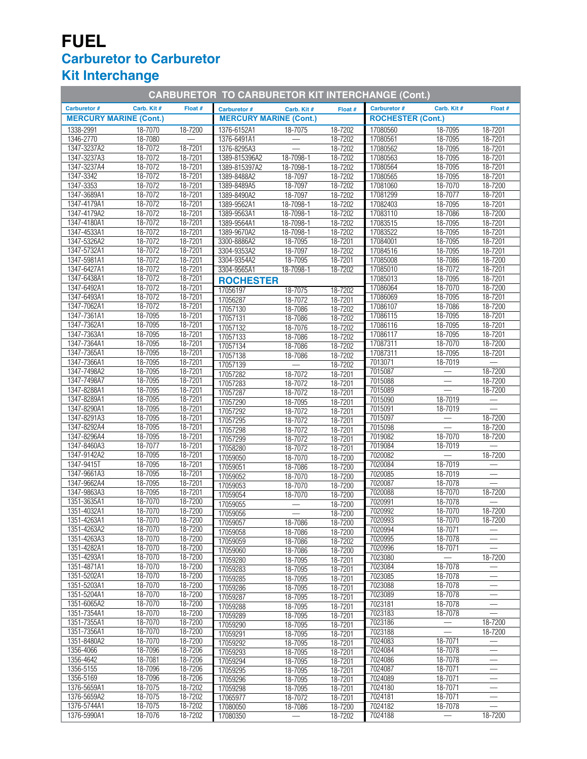# FUEL

## Carburetor to Carburetor Kit Interchange

**CARBURETOR TO CARBURETOR KIT INTERCHANGE (Cont.)**

| Carburetor # | Carb. Kit # | Float # |
|---|---|---|
| **MERCURY MARINE (Cont.)** | | |
| 1338-2991 | 18-7070 | 18-7200 |
| 1346-2770 | 18-7080 | — |
| 1347-3237A2 | 18-7072 | 18-7201 |
| 1347-3237A3 | 18-7072 | 18-7201 |
| 1347-3237A4 | 18-7072 | 18-7201 |
| 1347-3342 | 18-7072 | 18-7201 |
| 1347-3353 | 18-7072 | 18-7201 |
| 1347-3689A1 | 18-7072 | 18-7201 |
| 1347-4179A1 | 18-7072 | 18-7201 |
| 1347-4179A2 | 18-7072 | 18-7201 |
| 1347-4180A1 | 18-7072 | 18-7201 |
| 1347-4533A1 | 18-7072 | 18-7201 |
| 1347-5326A2 | 18-7072 | 18-7201 |
| 1347-5732A1 | 18-7072 | 18-7201 |
| 1347-5981A1 | 18-7072 | 18-7201 |
| 1347-6427A1 | 18-7072 | 18-7201 |
| 1347-6438A1 | 18-7072 | 18-7201 |
| 1347-6492A1 | 18-7072 | 18-7201 |
| 1347-6493A1 | 18-7072 | 18-7201 |
| 1347-7062A1 | 18-7072 | 18-7201 |
| 1347-7361A1 | 18-7095 | 18-7201 |
| 1347-7362A1 | 18-7095 | 18-7201 |
| 1347-7363A1 | 18-7095 | 18-7201 |
| 1347-7364A1 | 18-7095 | 18-7201 |
| 1347-7365A1 | 18-7095 | 18-7201 |
| 1347-7366A1 | 18-7095 | 18-7201 |
| 1347-7498A2 | 18-7095 | 18-7201 |
| 1347-7498A7 | 18-7095 | 18-7201 |
| 1347-8288A1 | 18-7095 | 18-7201 |
| 1347-8289A1 | 18-7095 | 18-7201 |
| 1347-8290A1 | 18-7095 | 18-7201 |
| 1347-8291A3 | 18-7095 | 18-7201 |
| 1347-8292A4 | 18-7095 | 18-7201 |
| 1347-8296A4 | 18-7095 | 18-7201 |
| 1347-8460A3 | 18-7077 | 18-7201 |
| 1347-9142A2 | 18-7095 | 18-7201 |
| 1347-9415T | 18-7095 | 18-7201 |
| 1347-9661A3 | 18-7095 | 18-7201 |
| 1347-9662A4 | 18-7095 | 18-7201 |
| 1347-9863A3 | 18-7095 | 18-7201 |
| 1351-3635A1 | 18-7070 | 18-7200 |
| 1351-4032A1 | 18-7070 | 18-7200 |
| 1351-4263A1 | 18-7070 | 18-7200 |
| 1351-4263A2 | 18-7070 | 18-7200 |
| 1351-4263A3 | 18-7070 | 18-7200 |
| 1351-4282A1 | 18-7070 | 18-7200 |
| 1351-4293A1 | 18-7070 | 18-7200 |
| 1351-4871A1 | 18-7070 | 18-7200 |
| 1351-5202A1 | 18-7070 | 18-7200 |
| 1351-5203A1 | 18-7070 | 18-7200 |
| 1351-5204A1 | 18-7070 | 18-7200 |
| 1351-6065A2 | 18-7070 | 18-7200 |
| 1351-7354A1 | 18-7070 | 18-7200 |
| 1351-7355A1 | 18-7070 | 18-7200 |
| 1351-7356A1 | 18-7070 | 18-7200 |
| 1351-8480A2 | 18-7070 | 18-7200 |
| 1356-4066 | 18-7096 | 18-7206 |
| 1356-4642 | 18-7081 | 18-7206 |
| 1356-5155 | 18-7096 | 18-7206 |
| 1356-5169 | 18-7096 | 18-7206 |
| 1376-5659A1 | 18-7075 | 18-7202 |
| 1376-5659A2 | 18-7075 | 18-7202 |
| 1376-5744A1 | 18-7075 | 18-7202 |
| 1376-5990A1 | 18-7076 | 18-7202 |
| **MERCURY MARINE (Cont.)** | | |
| 1376-6152A1 | 18-7075 | 18-7202 |
| 1376-6491A1 | — | 18-7202 |
| 1376-8295A3 | — | 18-7202 |
| 1389-815396A2 | 18-7098-1 | 18-7202 |
| 1389-815397A2 | 18-7098-1 | 18-7202 |
| 1389-8488A2 | 18-7097 | 18-7202 |
| 1389-8489A5 | 18-7097 | 18-7202 |
| 1389-8490A2 | 18-7097 | 18-7202 |
| 1389-9562A1 | 18-7098-1 | 18-7202 |
| 1389-9563A1 | 18-7098-1 | 18-7202 |
| 1389-9564A1 | 18-7098-1 | 18-7202 |
| 1389-9670A2 | 18-7098-1 | 18-7202 |
| 3300-8886A2 | 18-7095 | 18-7201 |
| 3304-9353A2 | 18-7097 | 18-7202 |
| 3304-9354A2 | 18-7095 | 18-7201 |
| 3304-9565A1 | 18-7098-1 | 18-7202 |
| **ROCHESTER** | | |
| 17056197 | 18-7075 | 18-7202 |
| 17056287 | 18-7072 | 18-7201 |
| 17057130 | 18-7086 | 18-7202 |
| 17057131 | 18-7086 | 18-7202 |
| 17057132 | 18-7076 | 18-7202 |
| 17057133 | 18-7086 | 18-7202 |
| 17057134 | 18-7086 | 18-7202 |
| 17057138 | 18-7086 | 18-7202 |
| 17057139 | — | 18-7202 |
| 17057282 | 18-7072 | 18-7201 |
| 17057283 | 18-7072 | 18-7201 |
| 17057287 | 18-7072 | 18-7201 |
| 17057290 | 18-7095 | 18-7201 |
| 17057292 | 18-7072 | 18-7201 |
| 17057295 | 18-7072 | 18-7201 |
| 17057298 | 18-7072 | 18-7201 |
| 17057299 | 18-7072 | 18-7201 |
| 17058280 | 18-7072 | 18-7201 |
| 17059050 | 18-7070 | 18-7200 |
| 17059051 | 18-7086 | 18-7200 |
| 17059052 | 18-7070 | 18-7200 |
| 17059053 | 18-7070 | 18-7200 |
| 17059054 | 18-7070 | 18-7200 |
| 17059055 | — | 18-7200 |
| 17059056 | — | 18-7200 |
| 17059057 | 18-7086 | 18-7200 |
| 17059058 | 18-7086 | 18-7200 |
| 17059059 | 18-7086 | 18-7202 |
| 17059060 | 18-7086 | 18-7200 |
| 17059280 | 18-7095 | 18-7201 |
| 17059283 | 18-7095 | 18-7201 |
| 17059285 | 18-7095 | 18-7201 |
| 17059286 | 18-7095 | 18-7201 |
| 17059287 | 18-7095 | 18-7201 |
| 17059288 | 18-7095 | 18-7201 |
| 17059289 | 18-7095 | 18-7201 |
| 17059290 | 18-7095 | 18-7201 |
| 17059291 | 18-7095 | 18-7201 |
| 17059292 | 18-7095 | 18-7201 |
| 17059293 | 18-7095 | 18-7201 |
| 17059294 | 18-7095 | 18-7201 |
| 17059295 | 18-7095 | 18-7201 |
| 17059296 | 18-7095 | 18-7201 |
| 17059298 | 18-7095 | 18-7201 |
| 17065977 | 18-7072 | 18-7201 |
| 17080050 | 18-7086 | 18-7200 |
| 17080350 | — | 18-7202 |
| **ROCHESTER (Cont.)** | | |
| 17080560 | 18-7095 | 18-7201 |
| 17080561 | 18-7095 | 18-7201 |
| 17080562 | 18-7095 | 18-7201 |
| 17080563 | 18-7095 | 18-7201 |
| 17080564 | 18-7095 | 18-7201 |
| 17080565 | 18-7095 | 18-7201 |
| 17081060 | 18-7070 | 18-7200 |
| 17081299 | 18-7077 | 18-7201 |
| 17082403 | 18-7095 | 18-7201 |
| 17083110 | 18-7086 | 18-7200 |
| 17083515 | 18-7095 | 18-7201 |
| 17083522 | 18-7095 | 18-7201 |
| 17084001 | 18-7095 | 18-7201 |
| 17084516 | 18-7095 | 18-7201 |
| 17085008 | 18-7086 | 18-7200 |
| 17085010 | 18-7072 | 18-7201 |
| 17085013 | 18-7095 | 18-7201 |
| 17086064 | 18-7070 | 18-7200 |
| 17086069 | 18-7095 | 18-7201 |
| 17086107 | 18-7086 | 18-7200 |
| 17086115 | 18-7095 | 18-7201 |
| 17086116 | 18-7095 | 18-7201 |
| 17086117 | 18-7095 | 18-7201 |
| 17087311 | 18-7070 | 18-7200 |
| 17087311 | 18-7095 | 18-7201 |
| 7013071 | 18-7019 | — |
| 7015087 | — | 18-7200 |
| 7015088 | — | 18-7200 |
| 7015089 | — | 18-7200 |
| 7015090 | 18-7019 | — |
| 7015091 | 18-7019 | — |
| 7015097 | — | 18-7200 |
| 7015098 | — | 18-7200 |
| 7019082 | 18-7070 | 18-7200 |
| 7019084 | 18-7019 | — |
| 7020082 | — | 18-7200 |
| 7020084 | 18-7019 | — |
| 7020085 | 18-7019 | — |
| 7020087 | 18-7078 | — |
| 7020088 | 18-7070 | 18-7200 |
| 7020991 | 18-7078 | — |
| 7020992 | 18-7070 | 18-7200 |
| 7020993 | 18-7070 | 18-7200 |
| 7020994 | 18-7071 | — |
| 7020995 | 18-7078 | — |
| 7020996 | 18-7071 | — |
| 7023080 | — | 18-7200 |
| 7023084 | 18-7078 | — |
| 7023085 | 18-7078 | — |
| 7023088 | 18-7078 | — |
| 7023089 | 18-7078 | — |
| 7023181 | 18-7078 | — |
| 7023183 | 18-7078 | — |
| 7023186 | — | 18-7200 |
| 7023188 | — | 18-7200 |
| 7024083 | 18-7071 | — |
| 7024084 | 18-7078 | — |
| 7024086 | 18-7078 | — |
| 7024087 | 18-7071 | — |
| 7024089 | 18-7071 | — |
| 7024180 | 18-7071 | — |
| 7024181 | 18-7071 | — |
| 7024182 | 18-7078 | — |
| 7024188 | — | 18-7200 |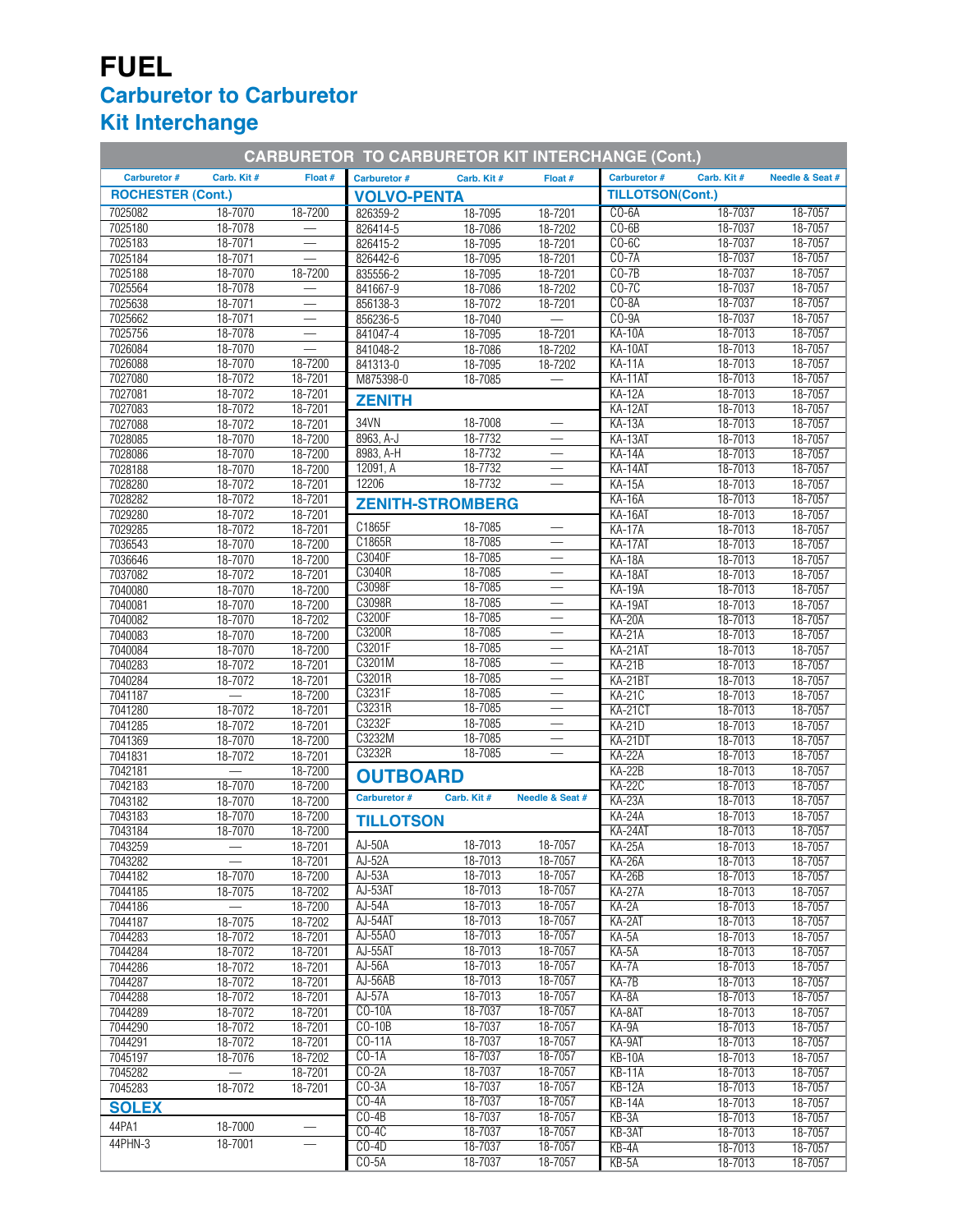# FUEL

## Carburetor to Carburetor Kit Interchange

### CARBURETOR TO CARBURETOR KIT INTERCHANGE (Cont.)

#### ROCHESTER (Cont.)

| Carburetor # | Carb. Kit # | Float # |
|---|---|---|
| 7025082 | 18-7070 | 18-7200 |
| 7025180 | 18-7078 | — |
| 7025183 | 18-7071 | — |
| 7025184 | 18-7071 | — |
| 7025188 | 18-7070 | 18-7200 |
| 7025564 | 18-7078 | — |
| 7025638 | 18-7071 | — |
| 7025662 | 18-7071 | — |
| 7025756 | 18-7078 | — |
| 7026084 | 18-7070 | — |
| 7026088 | 18-7070 | 18-7200 |
| 7027080 | 18-7072 | 18-7201 |
| 7027081 | 18-7072 | 18-7201 |
| 7027083 | 18-7072 | 18-7201 |
| 7027088 | 18-7072 | 18-7201 |
| 7028085 | 18-7070 | 18-7200 |
| 7028086 | 18-7070 | 18-7200 |
| 7028188 | 18-7070 | 18-7200 |
| 7028280 | 18-7072 | 18-7201 |
| 7028282 | 18-7072 | 18-7201 |
| 7029280 | 18-7072 | 18-7201 |
| 7029285 | 18-7072 | 18-7201 |
| 7036543 | 18-7070 | 18-7200 |
| 7036646 | 18-7070 | 18-7200 |
| 7037082 | 18-7072 | 18-7201 |
| 7040080 | 18-7070 | 18-7200 |
| 7040081 | 18-7070 | 18-7200 |
| 7040082 | 18-7070 | 18-7202 |
| 7040083 | 18-7070 | 18-7200 |
| 7040084 | 18-7070 | 18-7200 |
| 7040283 | 18-7072 | 18-7201 |
| 7040284 | 18-7072 | 18-7201 |
| 7041187 | — | 18-7200 |
| 7041280 | 18-7072 | 18-7201 |
| 7041285 | 18-7072 | 18-7201 |
| 7041369 | 18-7070 | 18-7200 |
| 7041831 | 18-7072 | 18-7201 |
| 7042181 | — | 18-7200 |
| 7042183 | 18-7070 | 18-7200 |
| 7043182 | 18-7070 | 18-7200 |
| 7043183 | 18-7070 | 18-7200 |
| 7043184 | 18-7070 | 18-7200 |
| 7043259 | — | 18-7201 |
| 7043282 | — | 18-7201 |
| 7044182 | 18-7070 | 18-7200 |
| 7044185 | 18-7075 | 18-7202 |
| 7044186 | — | 18-7200 |
| 7044187 | 18-7075 | 18-7202 |
| 7044283 | 18-7072 | 18-7201 |
| 7044284 | 18-7072 | 18-7201 |
| 7044286 | 18-7072 | 18-7201 |
| 7044287 | 18-7072 | 18-7201 |
| 7044288 | 18-7072 | 18-7201 |
| 7044289 | 18-7072 | 18-7201 |
| 7044290 | 18-7072 | 18-7201 |
| 7044291 | 18-7072 | 18-7201 |
| 7045197 | 18-7076 | 18-7202 |
| 7045282 | — | 18-7201 |
| 7045283 | 18-7072 | 18-7201 |

#### SOLEX

| Carburetor # | Carb. Kit # | Float # |
|---|---|---|
| 44PA1 | 18-7000 | — |
| 44PHN-3 | 18-7001 | — |

#### VOLVO-PENTA

| Carburetor # | Carb. Kit # | Float # |
|---|---|---|
| 826359-2 | 18-7095 | 18-7201 |
| 826414-5 | 18-7086 | 18-7202 |
| 826415-2 | 18-7095 | 18-7201 |
| 826442-6 | 18-7095 | 18-7201 |
| 835556-2 | 18-7095 | 18-7201 |
| 841667-9 | 18-7086 | 18-7202 |
| 856138-3 | 18-7072 | 18-7201 |
| 856236-5 | 18-7040 | — |
| 841047-4 | 18-7095 | 18-7201 |
| 841048-2 | 18-7086 | 18-7202 |
| 841313-0 | 18-7095 | 18-7202 |
| M875398-0 | 18-7085 | — |

#### ZENITH

| Carburetor # | Carb. Kit # | Float # |
|---|---|---|
| 34VN | 18-7008 | — |
| 8963, A-J | 18-7732 | — |
| 8983, A-H | 18-7732 | — |
| 12091, A | 18-7732 | — |
| 12206 | 18-7732 | — |

#### ZENITH-STROMBERG

| Carburetor # | Carb. Kit # | Float # |
|---|---|---|
| C1865F | 18-7085 | — |
| C1865R | 18-7085 | — |
| C3040F | 18-7085 | — |
| C3040R | 18-7085 | — |
| C3098F | 18-7085 | — |
| C3098R | 18-7085 | — |
| C3200F | 18-7085 | — |
| C3200R | 18-7085 | — |
| C3201F | 18-7085 | — |
| C3201M | 18-7085 | — |
| C3201R | 18-7085 | — |
| C3231F | 18-7085 | — |
| C3231R | 18-7085 | — |
| C3232F | 18-7085 | — |
| C3232M | 18-7085 | — |
| C3232R | 18-7085 | — |

### OUTBOARD

#### TILLOTSON

| Carburetor # | Carb. Kit # | Needle & Seat # |
|---|---|---|
| AJ-50A | 18-7013 | 18-7057 |
| AJ-52A | 18-7013 | 18-7057 |
| AJ-53A | 18-7013 | 18-7057 |
| AJ-53AT | 18-7013 | 18-7057 |
| AJ-54A | 18-7013 | 18-7057 |
| AJ-54AT | 18-7013 | 18-7057 |
| AJ-55AO | 18-7013 | 18-7057 |
| AJ-55AT | 18-7013 | 18-7057 |
| AJ-56A | 18-7013 | 18-7057 |
| AJ-56AB | 18-7013 | 18-7057 |
| AJ-57A | 18-7013 | 18-7057 |
| CO-10A | 18-7037 | 18-7057 |
| CO-10B | 18-7037 | 18-7057 |
| CO-11A | 18-7037 | 18-7057 |
| CO-1A | 18-7037 | 18-7057 |
| CO-2A | 18-7037 | 18-7057 |
| CO-3A | 18-7037 | 18-7057 |
| CO-4A | 18-7037 | 18-7057 |
| CO-4B | 18-7037 | 18-7057 |
| CO-4C | 18-7037 | 18-7057 |
| CO-4D | 18-7037 | 18-7057 |
| CO-5A | 18-7037 | 18-7057 |

#### TILLOTSON (Cont.)

| Carburetor # | Carb. Kit # | Needle & Seat # |
|---|---|---|
| CO-6A | 18-7037 | 18-7057 |
| CO-6B | 18-7037 | 18-7057 |
| CO-6C | 18-7037 | 18-7057 |
| CO-7A | 18-7037 | 18-7057 |
| CO-7B | 18-7037 | 18-7057 |
| CO-7C | 18-7037 | 18-7057 |
| CO-8A | 18-7037 | 18-7057 |
| CO-9A | 18-7037 | 18-7057 |
| KA-10A | 18-7013 | 18-7057 |
| KA-10AT | 18-7013 | 18-7057 |
| KA-11A | 18-7013 | 18-7057 |
| KA-11AT | 18-7013 | 18-7057 |
| KA-12A | 18-7013 | 18-7057 |
| KA-12AT | 18-7013 | 18-7057 |
| KA-13A | 18-7013 | 18-7057 |
| KA-13AT | 18-7013 | 18-7057 |
| KA-14A | 18-7013 | 18-7057 |
| KA-14AT | 18-7013 | 18-7057 |
| KA-15A | 18-7013 | 18-7057 |
| KA-16A | 18-7013 | 18-7057 |
| KA-16AT | 18-7013 | 18-7057 |
| KA-17A | 18-7013 | 18-7057 |
| KA-17AT | 18-7013 | 18-7057 |
| KA-18A | 18-7013 | 18-7057 |
| KA-18AT | 18-7013 | 18-7057 |
| KA-19A | 18-7013 | 18-7057 |
| KA-19AT | 18-7013 | 18-7057 |
| KA-20A | 18-7013 | 18-7057 |
| KA-21A | 18-7013 | 18-7057 |
| KA-21AT | 18-7013 | 18-7057 |
| KA-21B | 18-7013 | 18-7057 |
| KA-21BT | 18-7013 | 18-7057 |
| KA-21C | 18-7013 | 18-7057 |
| KA-21CT | 18-7013 | 18-7057 |
| KA-21D | 18-7013 | 18-7057 |
| KA-21DT | 18-7013 | 18-7057 |
| KA-22A | 18-7013 | 18-7057 |
| KA-22B | 18-7013 | 18-7057 |
| KA-22C | 18-7013 | 18-7057 |
| KA-23A | 18-7013 | 18-7057 |
| KA-24A | 18-7013 | 18-7057 |
| KA-24AT | 18-7013 | 18-7057 |
| KA-25A | 18-7013 | 18-7057 |
| KA-26A | 18-7013 | 18-7057 |
| KA-26B | 18-7013 | 18-7057 |
| KA-27A | 18-7013 | 18-7057 |
| KA-2A | 18-7013 | 18-7057 |
| KA-2AT | 18-7013 | 18-7057 |
| KA-5A | 18-7013 | 18-7057 |
| KA-5A | 18-7013 | 18-7057 |
| KA-7A | 18-7013 | 18-7057 |
| KA-7B | 18-7013 | 18-7057 |
| KA-8A | 18-7013 | 18-7057 |
| KA-8AT | 18-7013 | 18-7057 |
| KA-9A | 18-7013 | 18-7057 |
| KA-9AT | 18-7013 | 18-7057 |
| KB-10A | 18-7013 | 18-7057 |
| KB-11A | 18-7013 | 18-7057 |
| KB-12A | 18-7013 | 18-7057 |
| KB-14A | 18-7013 | 18-7057 |
| KB-3A | 18-7013 | 18-7057 |
| KB-3AT | 18-7013 | 18-7057 |
| KB-4A | 18-7013 | 18-7057 |
| KB-5A | 18-7013 | 18-7057 |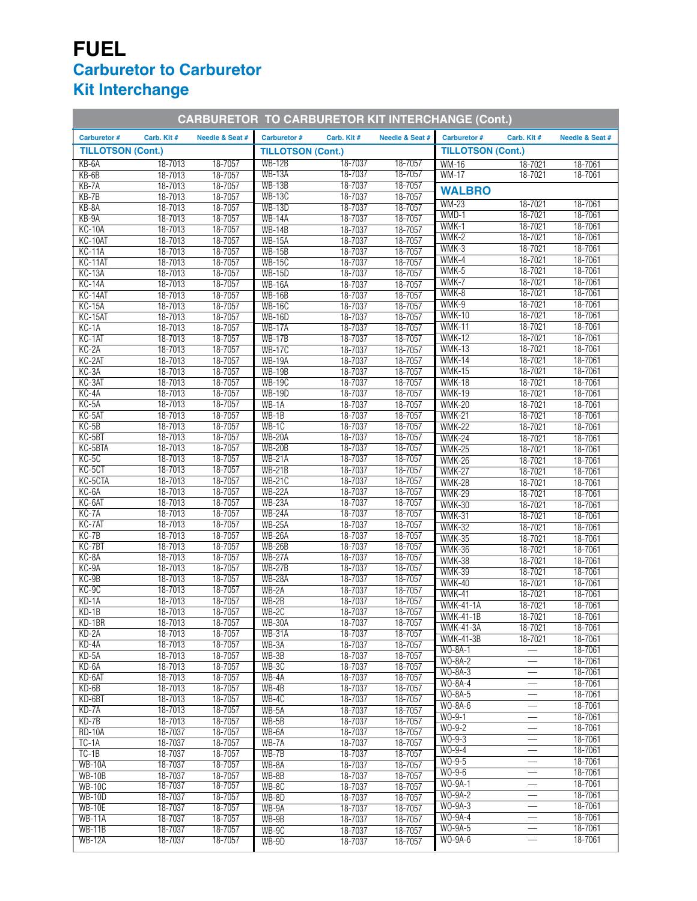# FUEL

## Carburetor to Carburetor Kit Interchange

### CARBURETOR TO CARBURETOR KIT INTERCHANGE (Cont.)

| Carburetor # | Carb. Kit # | Needle & Seat # |
|---|---|---|
| **TILLOTSON (Cont.)** | | |
| KB-6A | 18-7013 | 18-7057 |
| KB-6B | 18-7013 | 18-7057 |
| KB-7A | 18-7013 | 18-7057 |
| KB-7B | 18-7013 | 18-7057 |
| KB-8A | 18-7013 | 18-7057 |
| KB-9A | 18-7013 | 18-7057 |
| KC-10A | 18-7013 | 18-7057 |
| KC-10AT | 18-7013 | 18-7057 |
| KC-11A | 18-7013 | 18-7057 |
| KC-11AT | 18-7013 | 18-7057 |
| KC-13A | 18-7013 | 18-7057 |
| KC-14A | 18-7013 | 18-7057 |
| KC-14AT | 18-7013 | 18-7057 |
| KC-15A | 18-7013 | 18-7057 |
| KC-15AT | 18-7013 | 18-7057 |
| KC-1A | 18-7013 | 18-7057 |
| KC-1AT | 18-7013 | 18-7057 |
| KC-2A | 18-7013 | 18-7057 |
| KC-2AT | 18-7013 | 18-7057 |
| KC-3A | 18-7013 | 18-7057 |
| KC-3AT | 18-7013 | 18-7057 |
| KC-4A | 18-7013 | 18-7057 |
| KC-5A | 18-7013 | 18-7057 |
| KC-5AT | 18-7013 | 18-7057 |
| KC-5B | 18-7013 | 18-7057 |
| KC-5BT | 18-7013 | 18-7057 |
| KC-5BTA | 18-7013 | 18-7057 |
| KC-5C | 18-7013 | 18-7057 |
| KC-5CT | 18-7013 | 18-7057 |
| KC-5CTA | 18-7013 | 18-7057 |
| KC-6A | 18-7013 | 18-7057 |
| KC-6AT | 18-7013 | 18-7057 |
| KC-7A | 18-7013 | 18-7057 |
| KC-7AT | 18-7013 | 18-7057 |
| KC-7B | 18-7013 | 18-7057 |
| KC-7BT | 18-7013 | 18-7057 |
| KC-8A | 18-7013 | 18-7057 |
| KC-9A | 18-7013 | 18-7057 |
| KC-9B | 18-7013 | 18-7057 |
| KC-9C | 18-7013 | 18-7057 |
| KD-1A | 18-7013 | 18-7057 |
| KD-1B | 18-7013 | 18-7057 |
| KD-1BR | 18-7013 | 18-7057 |
| KD-2A | 18-7013 | 18-7057 |
| KD-4A | 18-7013 | 18-7057 |
| KD-5A | 18-7013 | 18-7057 |
| KD-6A | 18-7013 | 18-7057 |
| KD-6AT | 18-7013 | 18-7057 |
| KD-6B | 18-7013 | 18-7057 |
| KD-6BT | 18-7013 | 18-7057 |
| KD-7A | 18-7013 | 18-7057 |
| KD-7B | 18-7013 | 18-7057 |
| RD-10A | 18-7037 | 18-7057 |
| TC-1A | 18-7037 | 18-7057 |
| TC-1B | 18-7037 | 18-7057 |
| WB-10A | 18-7037 | 18-7057 |
| WB-10B | 18-7037 | 18-7057 |
| WB-10C | 18-7037 | 18-7057 |
| WB-10D | 18-7037 | 18-7057 |
| WB-10E | 18-7037 | 18-7057 |
| WB-11A | 18-7037 | 18-7057 |
| WB-11B | 18-7037 | 18-7057 |
| WB-12A | 18-7037 | 18-7057 |
| **TILLOTSON (Cont.)** | | |
| WB-12B | 18-7037 | 18-7057 |
| WB-13A | 18-7037 | 18-7057 |
| WB-13B | 18-7037 | 18-7057 |
| WB-13C | 18-7037 | 18-7057 |
| WB-13D | 18-7037 | 18-7057 |
| WB-14A | 18-7037 | 18-7057 |
| WB-14B | 18-7037 | 18-7057 |
| WB-15A | 18-7037 | 18-7057 |
| WB-15B | 18-7037 | 18-7057 |
| WB-15C | 18-7037 | 18-7057 |
| WB-15D | 18-7037 | 18-7057 |
| WB-16A | 18-7037 | 18-7057 |
| WB-16B | 18-7037 | 18-7057 |
| WB-16C | 18-7037 | 18-7057 |
| WB-16D | 18-7037 | 18-7057 |
| WB-17A | 18-7037 | 18-7057 |
| WB-17B | 18-7037 | 18-7057 |
| WB-17C | 18-7037 | 18-7057 |
| WB-19A | 18-7037 | 18-7057 |
| WB-19B | 18-7037 | 18-7057 |
| WB-19C | 18-7037 | 18-7057 |
| WB-19D | 18-7037 | 18-7057 |
| WB-1A | 18-7037 | 18-7057 |
| WB-1B | 18-7037 | 18-7057 |
| WB-1C | 18-7037 | 18-7057 |
| WB-20A | 18-7037 | 18-7057 |
| WB-20B | 18-7037 | 18-7057 |
| WB-21A | 18-7037 | 18-7057 |
| WB-21B | 18-7037 | 18-7057 |
| WB-21C | 18-7037 | 18-7057 |
| WB-22A | 18-7037 | 18-7057 |
| WB-23A | 18-7037 | 18-7057 |
| WB-24A | 18-7037 | 18-7057 |
| WB-25A | 18-7037 | 18-7057 |
| WB-26A | 18-7037 | 18-7057 |
| WB-26B | 18-7037 | 18-7057 |
| WB-27A | 18-7037 | 18-7057 |
| WB-27B | 18-7037 | 18-7057 |
| WB-28A | 18-7037 | 18-7057 |
| WB-2A | 18-7037 | 18-7057 |
| WB-2B | 18-7037 | 18-7057 |
| WB-2C | 18-7037 | 18-7057 |
| WB-30A | 18-7037 | 18-7057 |
| WB-31A | 18-7037 | 18-7057 |
| WB-3A | 18-7037 | 18-7057 |
| WB-3B | 18-7037 | 18-7057 |
| WB-3C | 18-7037 | 18-7057 |
| WB-4A | 18-7037 | 18-7057 |
| WB-4B | 18-7037 | 18-7057 |
| WB-4C | 18-7037 | 18-7057 |
| WB-5A | 18-7037 | 18-7057 |
| WB-5B | 18-7037 | 18-7057 |
| WB-6A | 18-7037 | 18-7057 |
| WB-7A | 18-7037 | 18-7057 |
| WB-7B | 18-7037 | 18-7057 |
| WB-8A | 18-7037 | 18-7057 |
| WB-8B | 18-7037 | 18-7057 |
| WB-8C | 18-7037 | 18-7057 |
| WB-8D | 18-7037 | 18-7057 |
| WB-9A | 18-7037 | 18-7057 |
| WB-9B | 18-7037 | 18-7057 |
| WB-9C | 18-7037 | 18-7057 |
| WB-9D | 18-7037 | 18-7057 |
| **TILLOTSON (Cont.)** | | |
| WM-16 | 18-7021 | 18-7061 |
| WM-17 | 18-7021 | 18-7061 |
| **WALBRO** | | |
| WM-23 | 18-7021 | 18-7061 |
| WMD-1 | 18-7021 | 18-7061 |
| WMK-1 | 18-7021 | 18-7061 |
| WMK-2 | 18-7021 | 18-7061 |
| WMK-3 | 18-7021 | 18-7061 |
| WMK-4 | 18-7021 | 18-7061 |
| WMK-5 | 18-7021 | 18-7061 |
| WMK-7 | 18-7021 | 18-7061 |
| WMK-8 | 18-7021 | 18-7061 |
| WMK-9 | 18-7021 | 18-7061 |
| WMK-10 | 18-7021 | 18-7061 |
| WMK-11 | 18-7021 | 18-7061 |
| WMK-12 | 18-7021 | 18-7061 |
| WMK-13 | 18-7021 | 18-7061 |
| WMK-14 | 18-7021 | 18-7061 |
| WMK-15 | 18-7021 | 18-7061 |
| WMK-18 | 18-7021 | 18-7061 |
| WMK-19 | 18-7021 | 18-7061 |
| WMK-20 | 18-7021 | 18-7061 |
| WMK-21 | 18-7021 | 18-7061 |
| WMK-22 | 18-7021 | 18-7061 |
| WMK-24 | 18-7021 | 18-7061 |
| WMK-25 | 18-7021 | 18-7061 |
| WMK-26 | 18-7021 | 18-7061 |
| WMK-27 | 18-7021 | 18-7061 |
| WMK-28 | 18-7021 | 18-7061 |
| WMK-29 | 18-7021 | 18-7061 |
| WMK-30 | 18-7021 | 18-7061 |
| WMK-31 | 18-7021 | 18-7061 |
| WMK-32 | 18-7021 | 18-7061 |
| WMK-35 | 18-7021 | 18-7061 |
| WMK-36 | 18-7021 | 18-7061 |
| WMK-38 | 18-7021 | 18-7061 |
| WMK-39 | 18-7021 | 18-7061 |
| WMK-40 | 18-7021 | 18-7061 |
| WMK-41 | 18-7021 | 18-7061 |
| WMK-41-1A | 18-7021 | 18-7061 |
| WMK-41-1B | 18-7021 | 18-7061 |
| WMK-41-3A | 18-7021 | 18-7061 |
| WMK-41-3B | 18-7021 | 18-7061 |
| WO-8A-1 | — | 18-7061 |
| WO-8A-2 | — | 18-7061 |
| WO-8A-3 | — | 18-7061 |
| WO-8A-4 | — | 18-7061 |
| WO-8A-5 | — | 18-7061 |
| WO-8A-6 | — | 18-7061 |
| WO-9-1 | — | 18-7061 |
| WO-9-2 | — | 18-7061 |
| WO-9-3 | — | 18-7061 |
| WO-9-4 | — | 18-7061 |
| WO-9-5 | — | 18-7061 |
| WO-9-6 | — | 18-7061 |
| WO-9A-1 | — | 18-7061 |
| WO-9A-2 | — | 18-7061 |
| WO-9A-3 | — | 18-7061 |
| WO-9A-4 | — | 18-7061 |
| WO-9A-5 | — | 18-7061 |
| WO-9A-6 | — | 18-7061 |